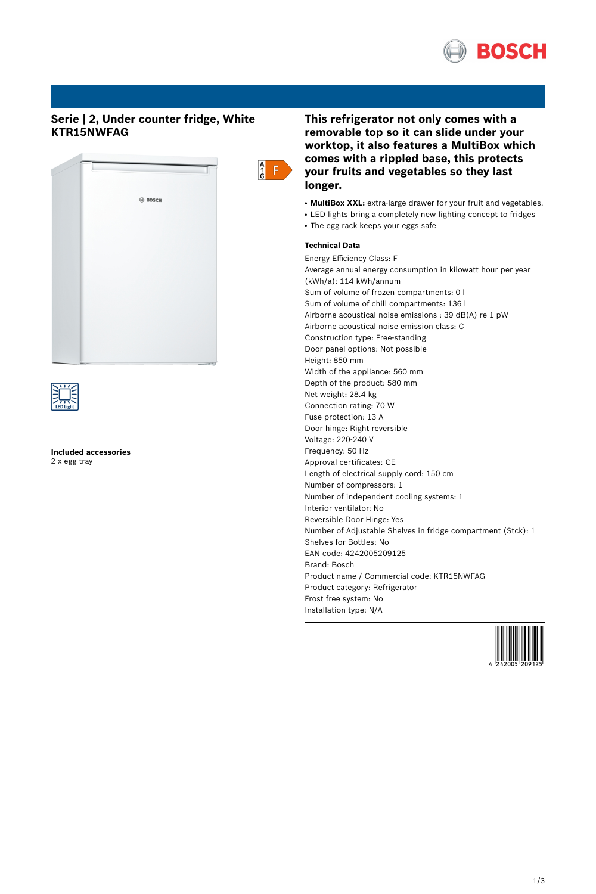# Serie | 2, Under counter fridge, White KTR15NWFAG

## This refrigerator not only comes with a removable top so it can slide under your worktop, it also features a MultiBox which comes with a rippled base, this protects your fruits and vegetables so they last longer.

- **MultiBox XXL:** extra-large drawer for your fruit and vegetables.
- LED lights bring a completely new lighting concept to fridges
- The egg rack keeps your eggs safe

### Technical Data

Energy Efficiency Class: F
Average annual energy consumption in kilowatt hour per year (kWh/a): 114 kWh/annum
Sum of volume of frozen compartments: 0 l
Sum of volume of chill compartments: 136 l
Airborne acoustical noise emissions : 39 dB(A) re 1 pW
Airborne acoustical noise emission class: C
Construction type: Free-standing
Door panel options: Not possible
Height: 850 mm
Width of the appliance: 560 mm
Depth of the product: 580 mm
Net weight: 28.4 kg
Connection rating: 70 W
Fuse protection: 13 A
Door hinge: Right reversible
Voltage: 220-240 V
Frequency: 50 Hz
Approval certificates: CE
Length of electrical supply cord: 150 cm
Number of compressors: 1
Number of independent cooling systems: 1
Interior ventilator: No
Reversible Door Hinge: Yes
Number of Adjustable Shelves in fridge compartment (Stck): 1
Shelves for Bottles: No
EAN code: 4242005209125
Brand: Bosch
Product name / Commercial code: KTR15NWFAG
Product category: Refrigerator
Frost free system: No
Installation type: N/A

### Included accessories

2 x egg tray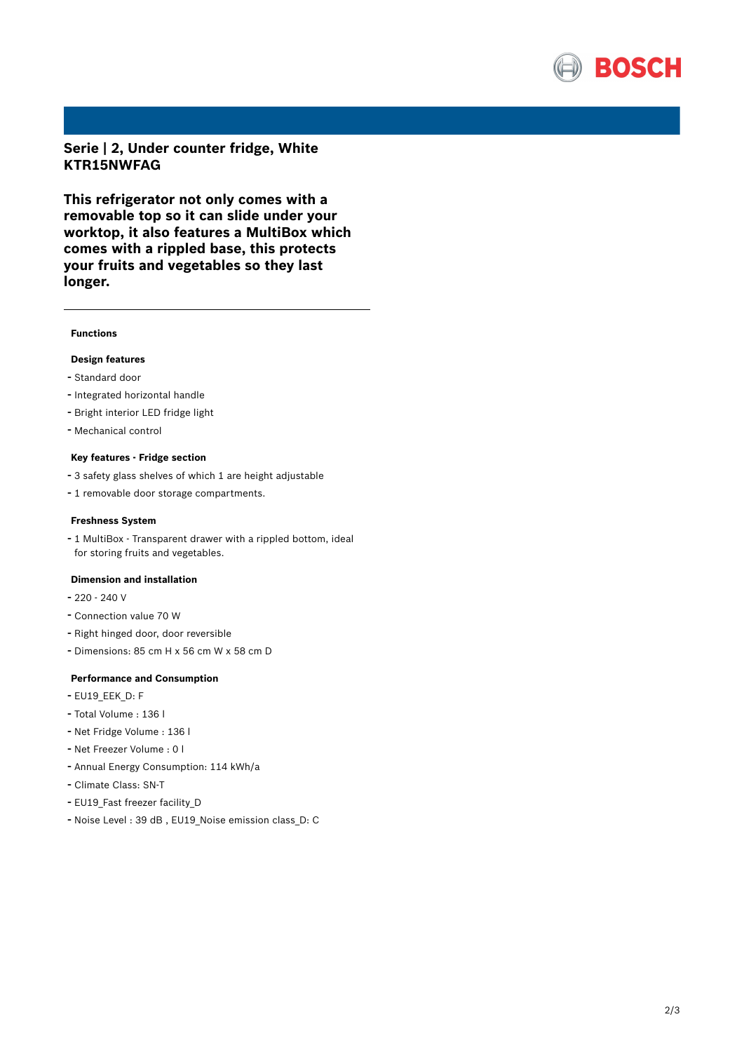# Serie | 2, Under counter fridge, White
# KTR15NWFAG

**This refrigerator not only comes with a removable top so it can slide under your worktop, it also features a MultiBox which comes with a rippled base, this protects your fruits and vegetables so they last longer.**

---

## Functions

### Design features

- Standard door
- Integrated horizontal handle
- Bright interior LED fridge light
- Mechanical control

### Key features - Fridge section

- 3 safety glass shelves of which 1 are height adjustable
- 1 removable door storage compartments.

### Freshness System

- 1 MultiBox - Transparent drawer with a rippled bottom, ideal for storing fruits and vegetables.

### Dimension and installation

- 220 - 240 V
- Connection value 70 W
- Right hinged door, door reversible
- Dimensions: 85 cm H x 56 cm W x 58 cm D

### Performance and Consumption

- EU19_EEK_D: F
- Total Volume : 136 l
- Net Fridge Volume : 136 l
- Net Freezer Volume : 0 l
- Annual Energy Consumption: 114 kWh/a
- Climate Class: SN-T
- EU19_Fast freezer facility_D
- Noise Level : 39 dB , EU19_Noise emission class_D: C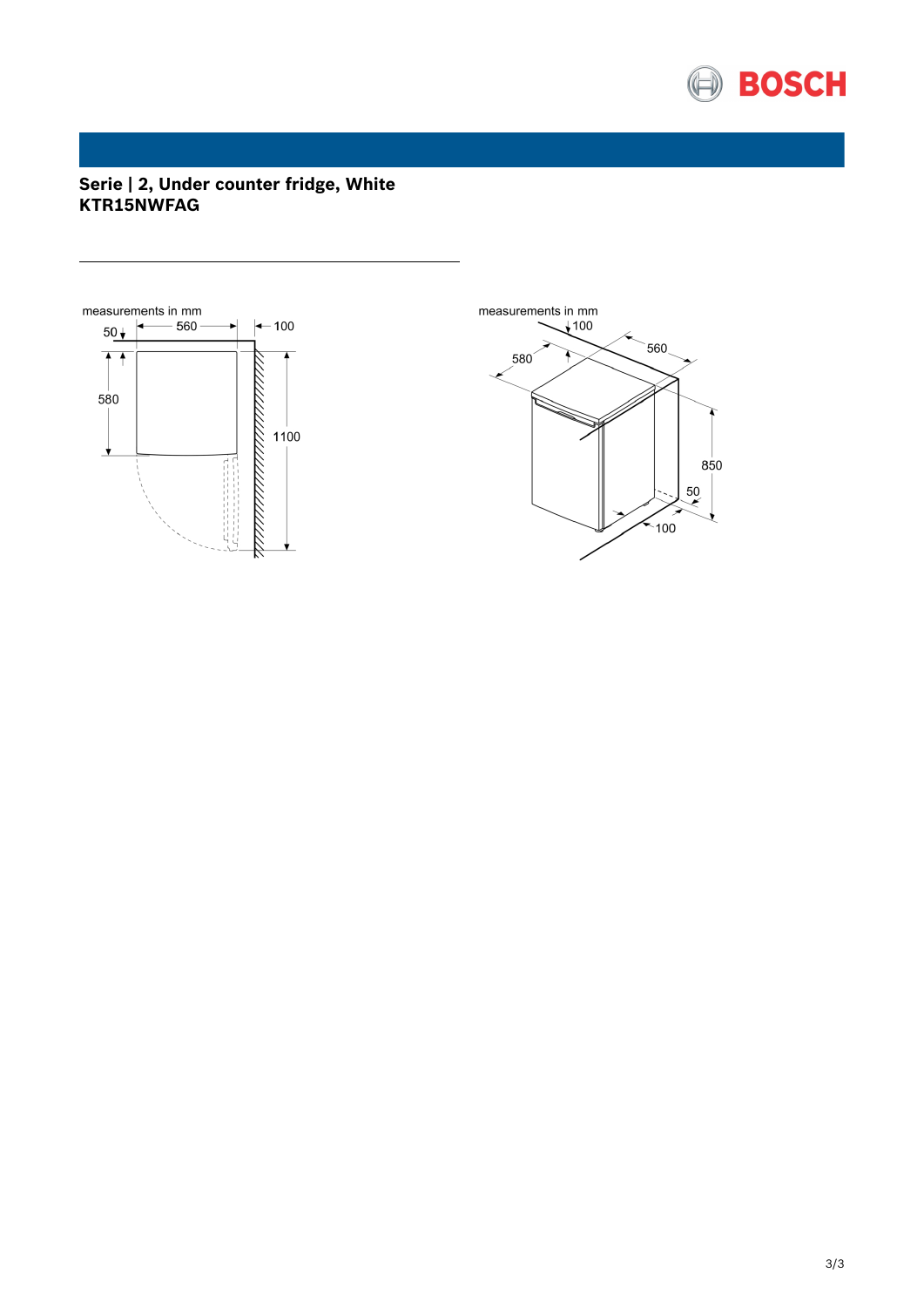**Serie | 2, Under counter fridge, White**
**KTR15NWFAG**

measurements in mm

50
560
100
580
1100

measurements in mm

100
580
560
850
50
100